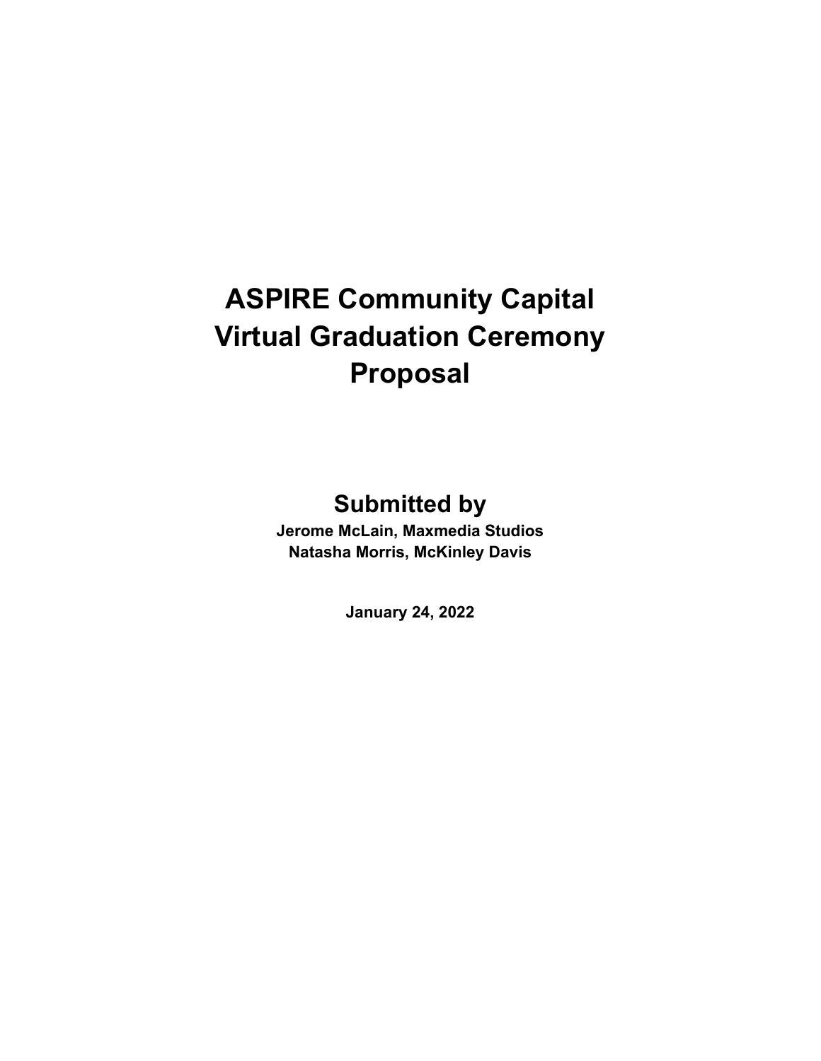# ASPIRE Community Capital Virtual Graduation Ceremony Proposal

## Submitted by

**Jerome McLain, Maxmedia Studios**
**Natasha Morris, McKinley Davis**

**January 24, 2022**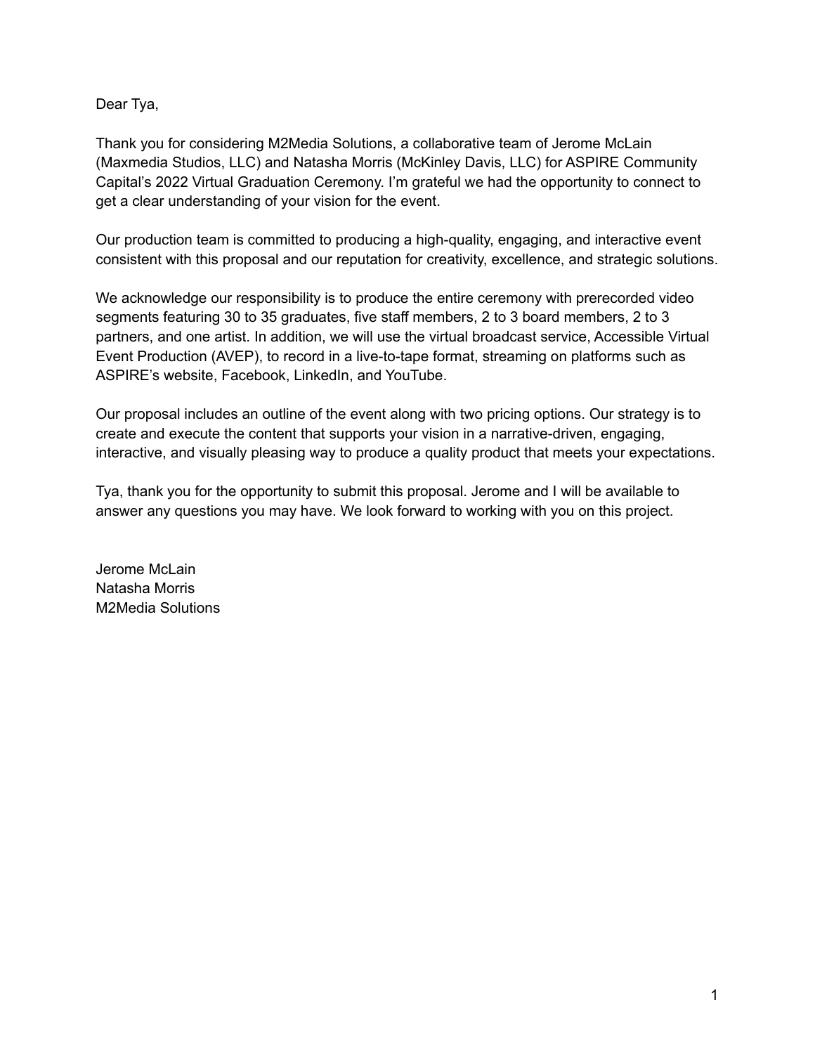Dear Tya,

Thank you for considering M2Media Solutions, a collaborative team of Jerome McLain (Maxmedia Studios, LLC) and Natasha Morris (McKinley Davis, LLC) for ASPIRE Community Capital's 2022 Virtual Graduation Ceremony. I'm grateful we had the opportunity to connect to get a clear understanding of your vision for the event.

Our production team is committed to producing a high-quality, engaging, and interactive event consistent with this proposal and our reputation for creativity, excellence, and strategic solutions.

We acknowledge our responsibility is to produce the entire ceremony with prerecorded video segments featuring 30 to 35 graduates, five staff members, 2 to 3 board members, 2 to 3 partners, and one artist. In addition, we will use the virtual broadcast service, Accessible Virtual Event Production (AVEP), to record in a live-to-tape format, streaming on platforms such as ASPIRE's website, Facebook, LinkedIn, and YouTube.

Our proposal includes an outline of the event along with two pricing options. Our strategy is to create and execute the content that supports your vision in a narrative-driven, engaging, interactive, and visually pleasing way to produce a quality product that meets your expectations.

Tya, thank you for the opportunity to submit this proposal. Jerome and I will be available to answer any questions you may have. We look forward to working with you on this project.

Jerome McLain
Natasha Morris
M2Media Solutions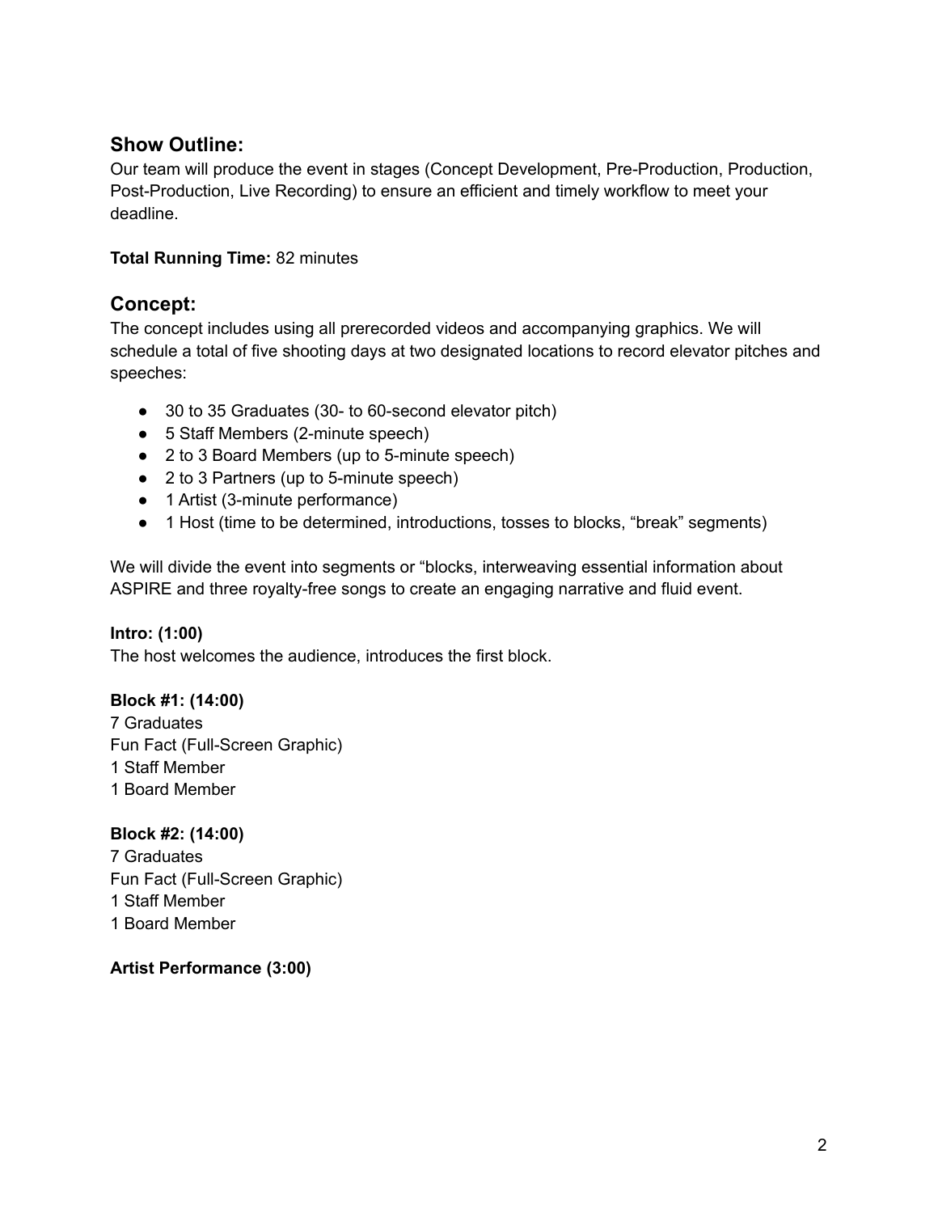## Show Outline:

Our team will produce the event in stages (Concept Development, Pre-Production, Production, Post-Production, Live Recording) to ensure an efficient and timely workflow to meet your deadline.

**Total Running Time:** 82 minutes

## Concept:

The concept includes using all prerecorded videos and accompanying graphics. We will schedule a total of five shooting days at two designated locations to record elevator pitches and speeches:

- 30 to 35 Graduates (30- to 60-second elevator pitch)
- 5 Staff Members (2-minute speech)
- 2 to 3 Board Members (up to 5-minute speech)
- 2 to 3 Partners (up to 5-minute speech)
- 1 Artist (3-minute performance)
- 1 Host (time to be determined, introductions, tosses to blocks, "break" segments)

We will divide the event into segments or "blocks, interweaving essential information about ASPIRE and three royalty-free songs to create an engaging narrative and fluid event.

**Intro: (1:00)**
The host welcomes the audience, introduces the first block.

**Block #1: (14:00)**
7 Graduates
Fun Fact (Full-Screen Graphic)
1 Staff Member
1 Board Member

**Block #2: (14:00)**
7 Graduates
Fun Fact (Full-Screen Graphic)
1 Staff Member
1 Board Member

**Artist Performance (3:00)**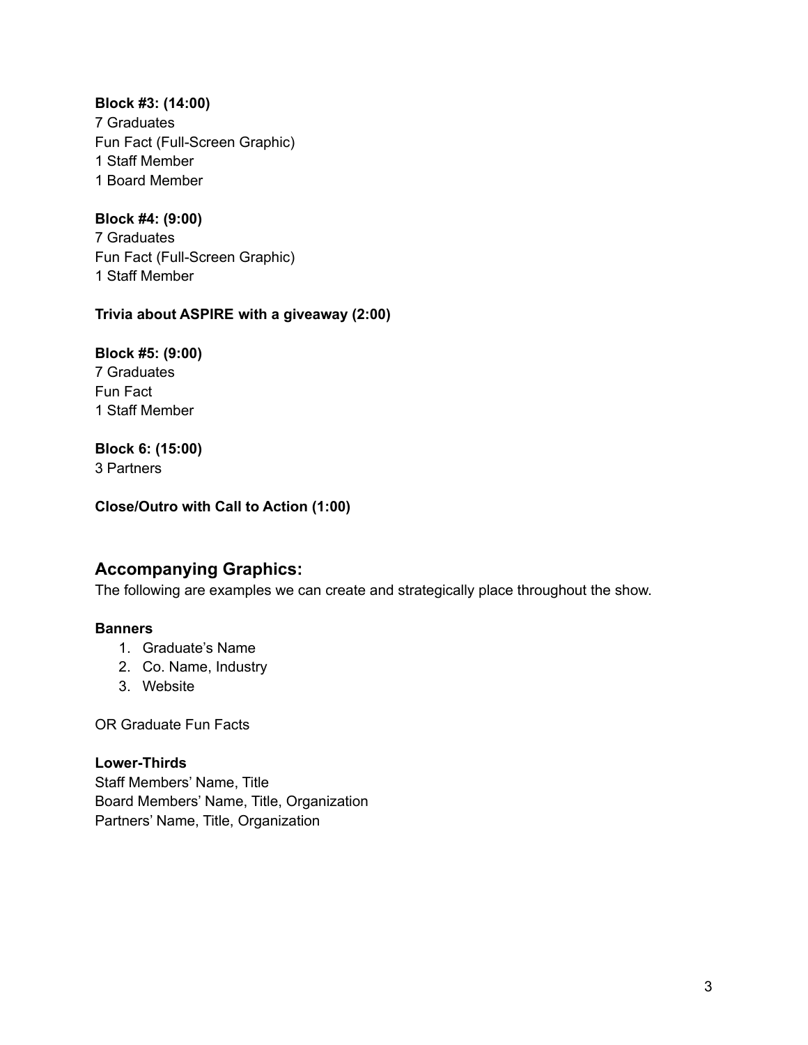**Block #3: (14:00)**
7 Graduates
Fun Fact (Full-Screen Graphic)
1 Staff Member
1 Board Member

**Block #4: (9:00)**
7 Graduates
Fun Fact (Full-Screen Graphic)
1 Staff Member

**Trivia about ASPIRE with a giveaway (2:00)**

**Block #5: (9:00)**
7 Graduates
Fun Fact
1 Staff Member

**Block 6: (15:00)**
3 Partners

**Close/Outro with Call to Action (1:00)**

## Accompanying Graphics:

The following are examples we can create and strategically place throughout the show.

**Banners**

1. Graduate's Name
2. Co. Name, Industry
3. Website

OR Graduate Fun Facts

**Lower-Thirds**
Staff Members' Name, Title
Board Members' Name, Title, Organization
Partners' Name, Title, Organization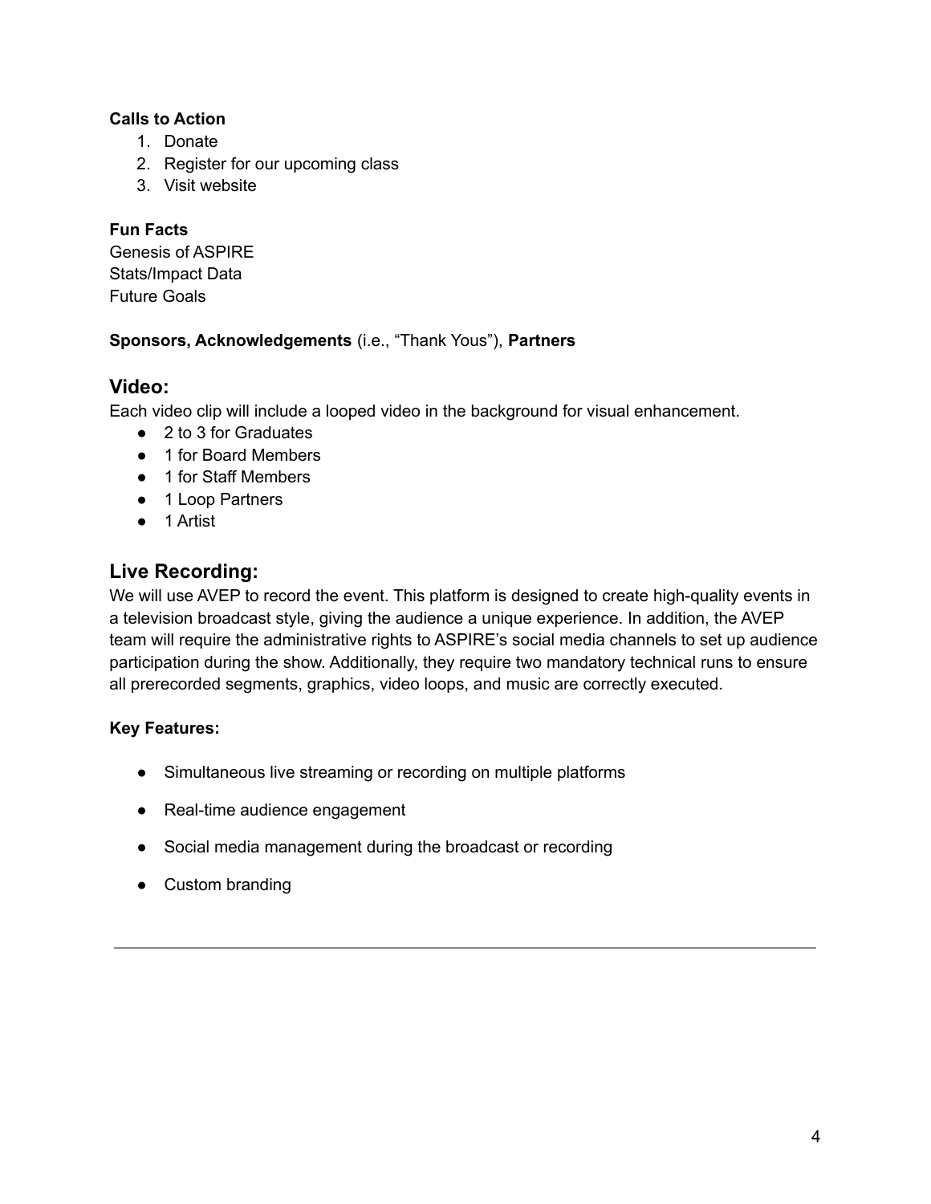**Calls to Action**

1. Donate
2. Register for our upcoming class
3. Visit website

**Fun Facts**

Genesis of ASPIRE
Stats/Impact Data
Future Goals

**Sponsors, Acknowledgements** (i.e., "Thank Yous"), **Partners**

## Video:

Each video clip will include a looped video in the background for visual enhancement.

- 2 to 3 for Graduates
- 1 for Board Members
- 1 for Staff Members
- 1 Loop Partners
- 1 Artist

## Live Recording:

We will use AVEP to record the event. This platform is designed to create high-quality events in a television broadcast style, giving the audience a unique experience. In addition, the AVEP team will require the administrative rights to ASPIRE's social media channels to set up audience participation during the show. Additionally, they require two mandatory technical runs to ensure all prerecorded segments, graphics, video loops, and music are correctly executed.

**Key Features:**

- Simultaneous live streaming or recording on multiple platforms
- Real-time audience engagement
- Social media management during the broadcast or recording
- Custom branding

---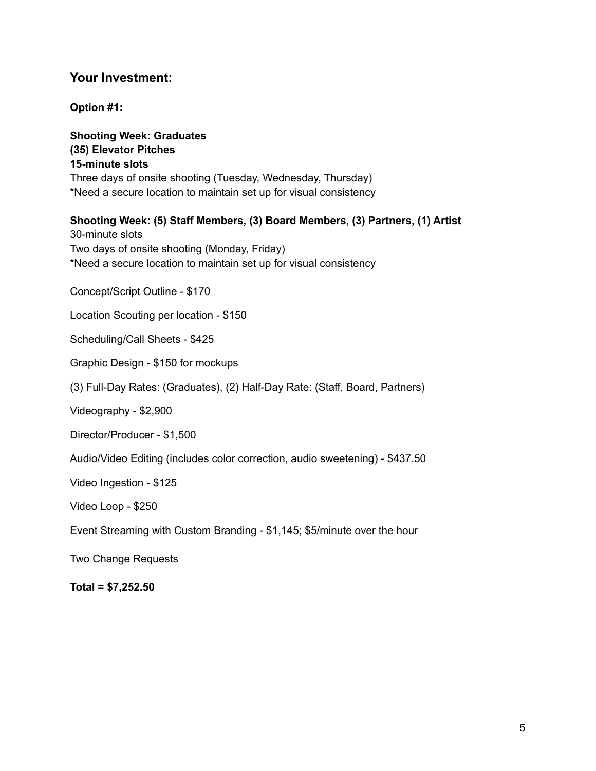## Your Investment:

**Option #1:**

**Shooting Week: Graduates**
**(35) Elevator Pitches**
**15-minute slots**
Three days of onsite shooting (Tuesday, Wednesday, Thursday)
*Need a secure location to maintain set up for visual consistency

**Shooting Week: (5) Staff Members, (3) Board Members, (3) Partners, (1) Artist**
30-minute slots
Two days of onsite shooting (Monday, Friday)
*Need a secure location to maintain set up for visual consistency

Concept/Script Outline - $170

Location Scouting per location - $150

Scheduling/Call Sheets - $425

Graphic Design - $150 for mockups

(3) Full-Day Rates: (Graduates), (2) Half-Day Rate: (Staff, Board, Partners)

Videography - $2,900

Director/Producer - $1,500

Audio/Video Editing (includes color correction, audio sweetening) - $437.50

Video Ingestion - $125

Video Loop - $250

Event Streaming with Custom Branding - $1,145; $5/minute over the hour

Two Change Requests

**Total = $7,252.50**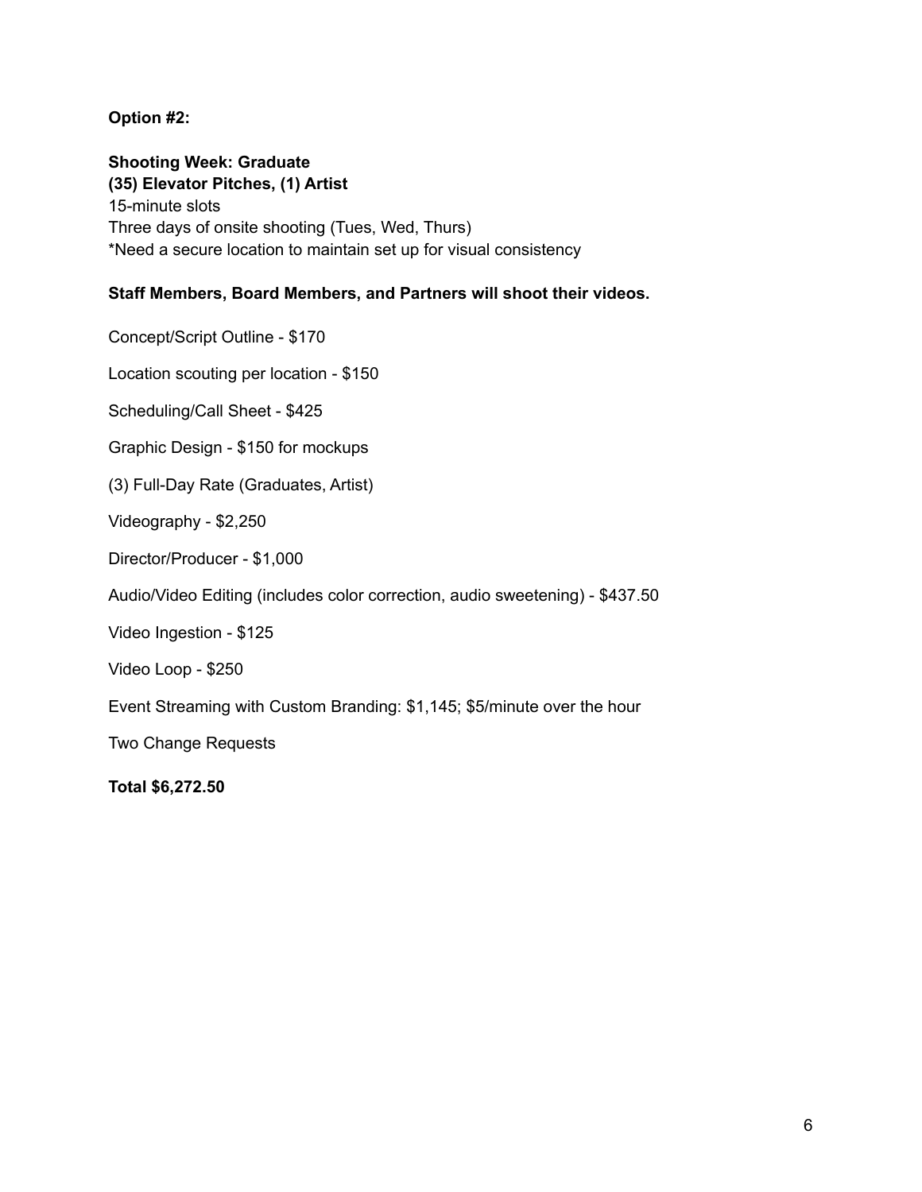**Option #2:**

**Shooting Week: Graduate**
**(35) Elevator Pitches, (1) Artist**
15-minute slots
Three days of onsite shooting (Tues, Wed, Thurs)
*Need a secure location to maintain set up for visual consistency

**Staff Members, Board Members, and Partners will shoot their videos.**

Concept/Script Outline - $170

Location scouting per location - $150

Scheduling/Call Sheet - $425

Graphic Design - $150 for mockups

(3) Full-Day Rate (Graduates, Artist)

Videography - $2,250

Director/Producer - $1,000

Audio/Video Editing (includes color correction, audio sweetening) - $437.50

Video Ingestion - $125

Video Loop - $250

Event Streaming with Custom Branding: $1,145; $5/minute over the hour

Two Change Requests

**Total $6,272.50**